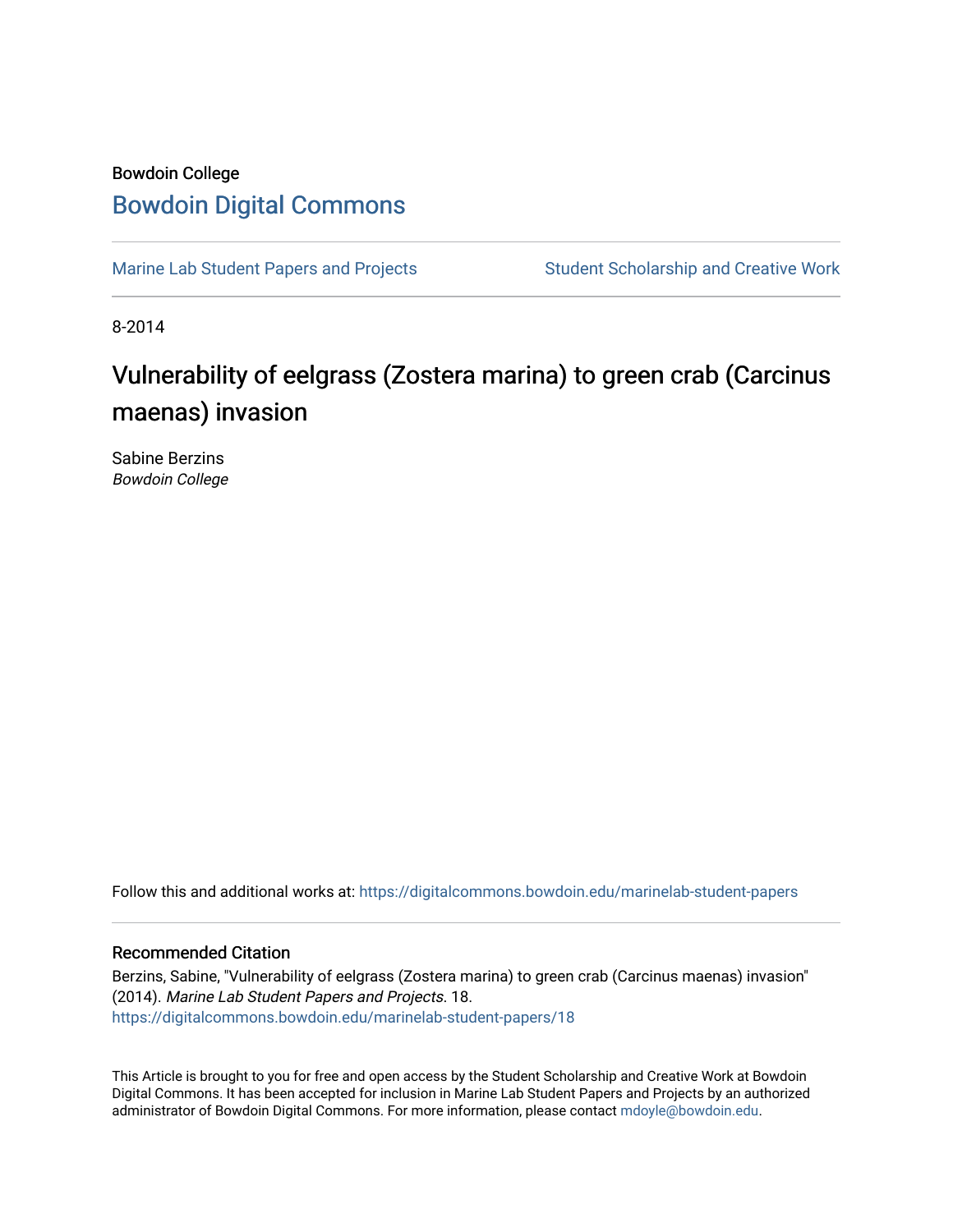Bowdoin College

# Bowdoin Digital Commons

Marine Lab Student Papers and Projects Student Scholarship and Creative Work

8-2014

# Vulnerability of eelgrass (Zostera marina) to green crab (Carcinus maenas) invasion

Sabine Berzins
*Bowdoin College*

Follow this and additional works at: https://digitalcommons.bowdoin.edu/marinelab-student-papers

## Recommended Citation

Berzins, Sabine, "Vulnerability of eelgrass (Zostera marina) to green crab (Carcinus maenas) invasion" (2014). *Marine Lab Student Papers and Projects*. 18.
https://digitalcommons.bowdoin.edu/marinelab-student-papers/18

This Article is brought to you for free and open access by the Student Scholarship and Creative Work at Bowdoin Digital Commons. It has been accepted for inclusion in Marine Lab Student Papers and Projects by an authorized administrator of Bowdoin Digital Commons. For more information, please contact mdoyle@bowdoin.edu.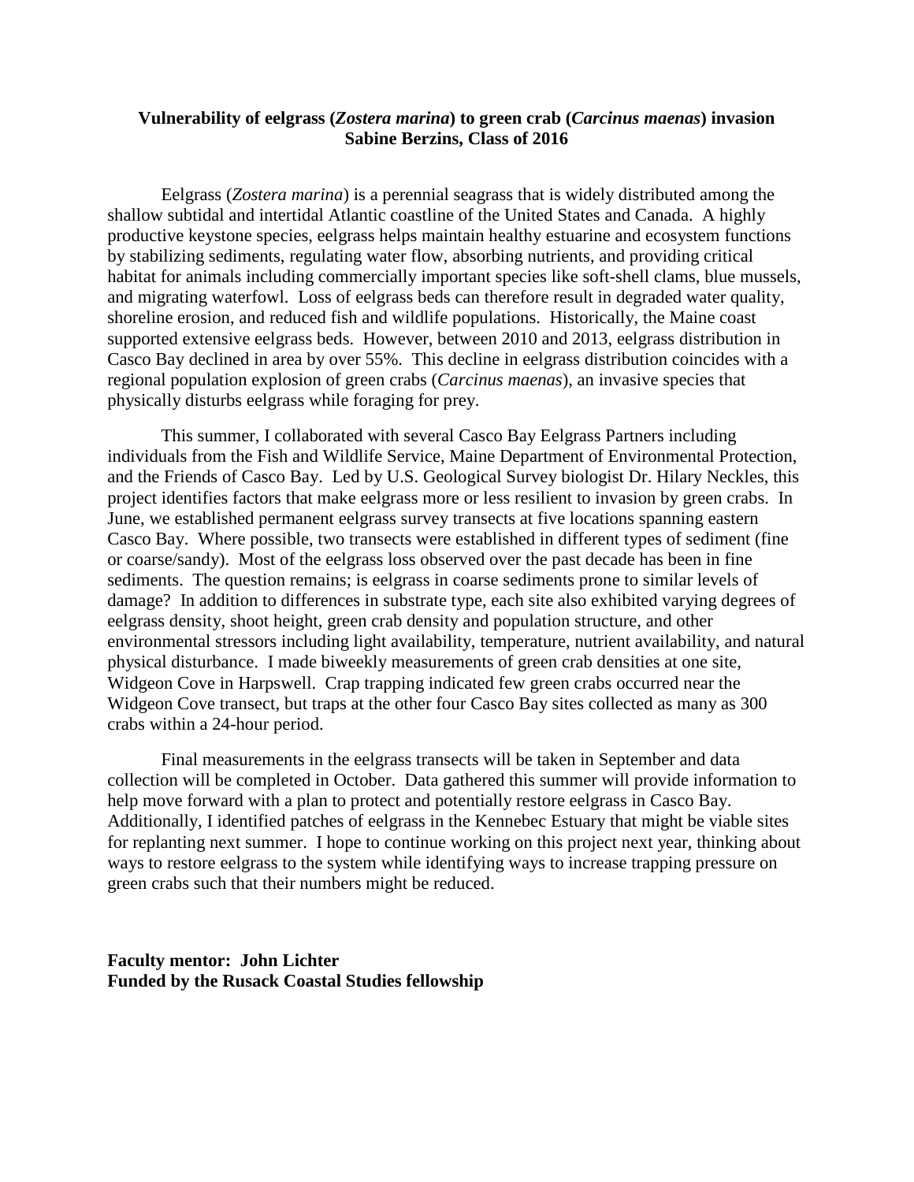**Vulnerability of eelgrass (*Zostera marina*) to green crab (*Carcinus maenas*) invasion**
**Sabine Berzins, Class of 2016**

Eelgrass (*Zostera marina*) is a perennial seagrass that is widely distributed among the shallow subtidal and intertidal Atlantic coastline of the United States and Canada. A highly productive keystone species, eelgrass helps maintain healthy estuarine and ecosystem functions by stabilizing sediments, regulating water flow, absorbing nutrients, and providing critical habitat for animals including commercially important species like soft-shell clams, blue mussels, and migrating waterfowl. Loss of eelgrass beds can therefore result in degraded water quality, shoreline erosion, and reduced fish and wildlife populations. Historically, the Maine coast supported extensive eelgrass beds. However, between 2010 and 2013, eelgrass distribution in Casco Bay declined in area by over 55%. This decline in eelgrass distribution coincides with a regional population explosion of green crabs (*Carcinus maenas*), an invasive species that physically disturbs eelgrass while foraging for prey.

This summer, I collaborated with several Casco Bay Eelgrass Partners including individuals from the Fish and Wildlife Service, Maine Department of Environmental Protection, and the Friends of Casco Bay. Led by U.S. Geological Survey biologist Dr. Hilary Neckles, this project identifies factors that make eelgrass more or less resilient to invasion by green crabs. In June, we established permanent eelgrass survey transects at five locations spanning eastern Casco Bay. Where possible, two transects were established in different types of sediment (fine or coarse/sandy). Most of the eelgrass loss observed over the past decade has been in fine sediments. The question remains; is eelgrass in coarse sediments prone to similar levels of damage? In addition to differences in substrate type, each site also exhibited varying degrees of eelgrass density, shoot height, green crab density and population structure, and other environmental stressors including light availability, temperature, nutrient availability, and natural physical disturbance. I made biweekly measurements of green crab densities at one site, Widgeon Cove in Harpswell. Crap trapping indicated few green crabs occurred near the Widgeon Cove transect, but traps at the other four Casco Bay sites collected as many as 300 crabs within a 24-hour period.

Final measurements in the eelgrass transects will be taken in September and data collection will be completed in October. Data gathered this summer will provide information to help move forward with a plan to protect and potentially restore eelgrass in Casco Bay. Additionally, I identified patches of eelgrass in the Kennebec Estuary that might be viable sites for replanting next summer. I hope to continue working on this project next year, thinking about ways to restore eelgrass to the system while identifying ways to increase trapping pressure on green crabs such that their numbers might be reduced.

**Faculty mentor: John Lichter**
**Funded by the Rusack Coastal Studies fellowship**